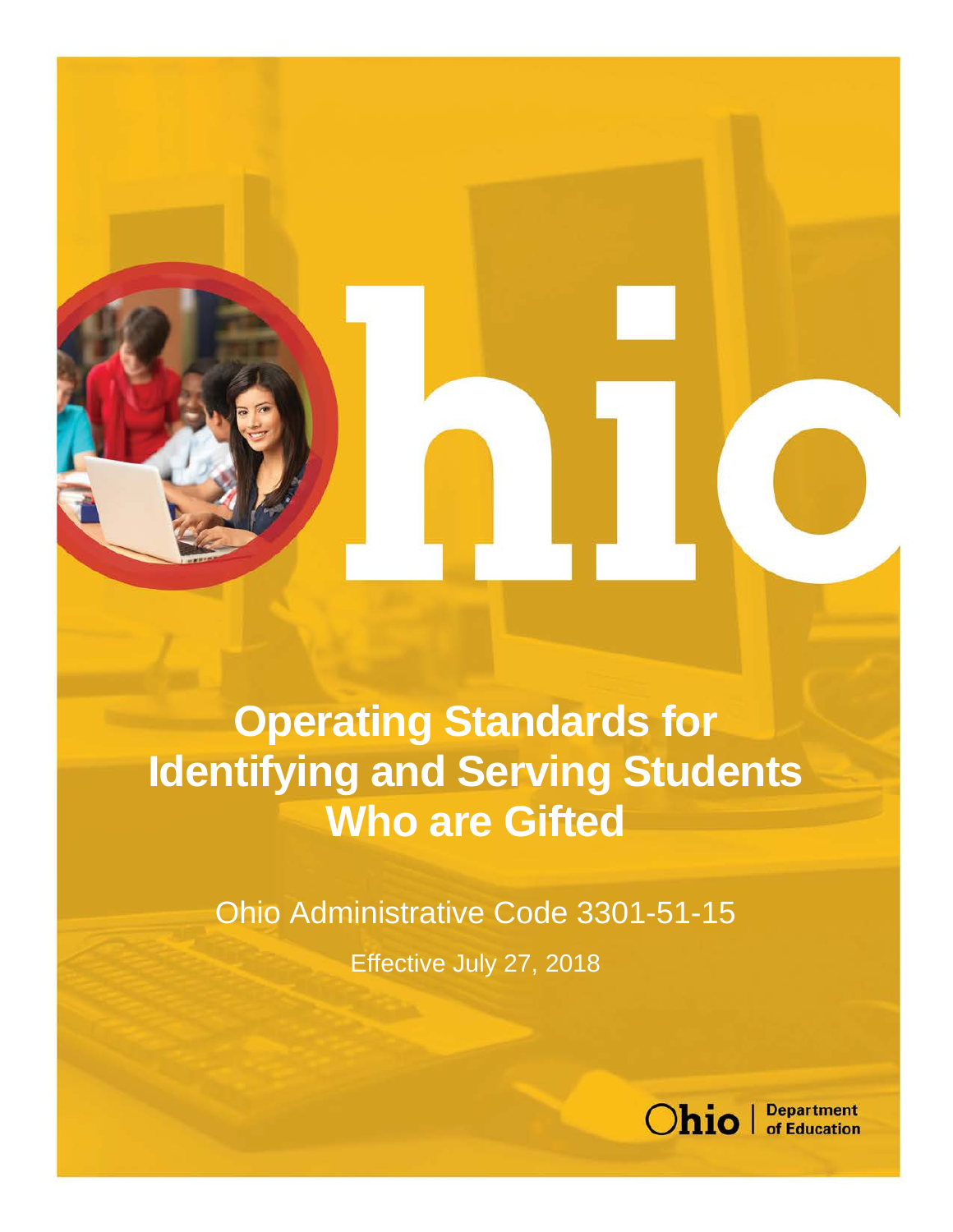# Operating Standards for Identifying and Serving Students Who are Gifted

Ohio Administrative Code 3301-51-15

Effective July 27, 2018

Ohio | Department of Education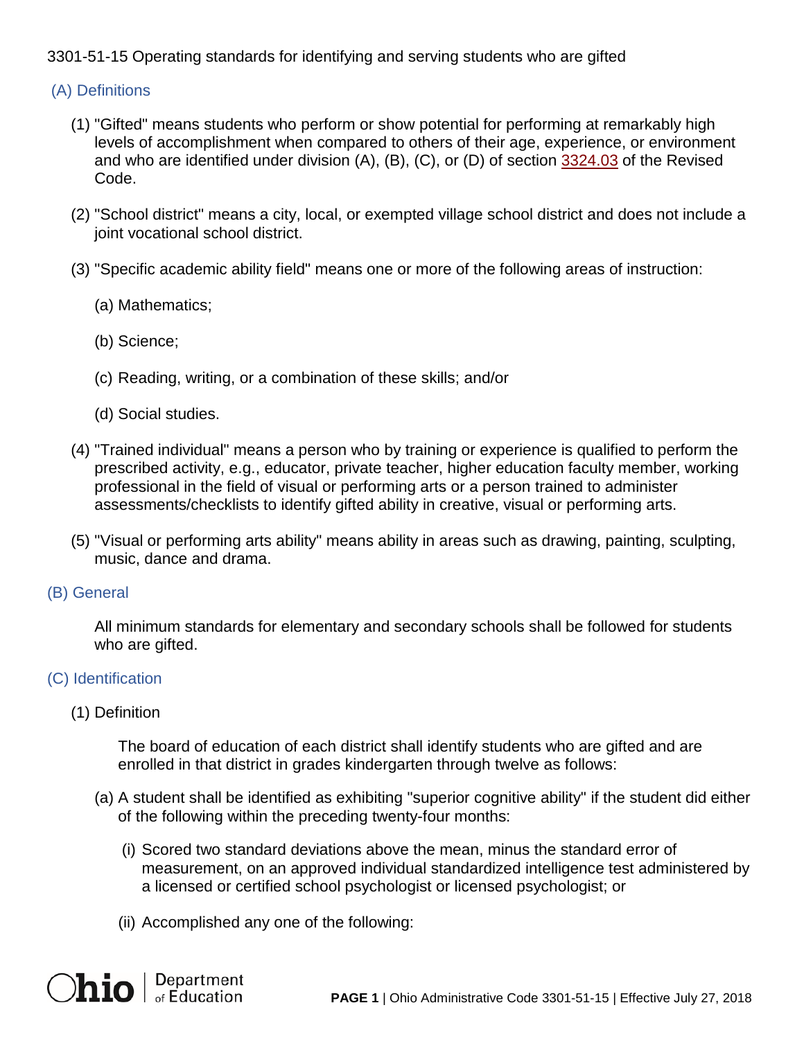3301-51-15 Operating standards for identifying and serving students who are gifted

## (A) Definitions

(1) "Gifted" means students who perform or show potential for performing at remarkably high levels of accomplishment when compared to others of their age, experience, or environment and who are identified under division (A), (B), (C), or (D) of section 3324.03 of the Revised Code.

(2) "School district" means a city, local, or exempted village school district and does not include a joint vocational school district.

(3) "Specific academic ability field" means one or more of the following areas of instruction:

(a) Mathematics;

(b) Science;

(c) Reading, writing, or a combination of these skills; and/or

(d) Social studies.

(4) "Trained individual" means a person who by training or experience is qualified to perform the prescribed activity, e.g., educator, private teacher, higher education faculty member, working professional in the field of visual or performing arts or a person trained to administer assessments/checklists to identify gifted ability in creative, visual or performing arts.

(5) "Visual or performing arts ability" means ability in areas such as drawing, painting, sculpting, music, dance and drama.

## (B) General

All minimum standards for elementary and secondary schools shall be followed for students who are gifted.

## (C) Identification

(1) Definition

The board of education of each district shall identify students who are gifted and are enrolled in that district in grades kindergarten through twelve as follows:

(a) A student shall be identified as exhibiting "superior cognitive ability" if the student did either of the following within the preceding twenty-four months:

(i) Scored two standard deviations above the mean, minus the standard error of measurement, on an approved individual standardized intelligence test administered by a licensed or certified school psychologist or licensed psychologist; or

(ii) Accomplished any one of the following: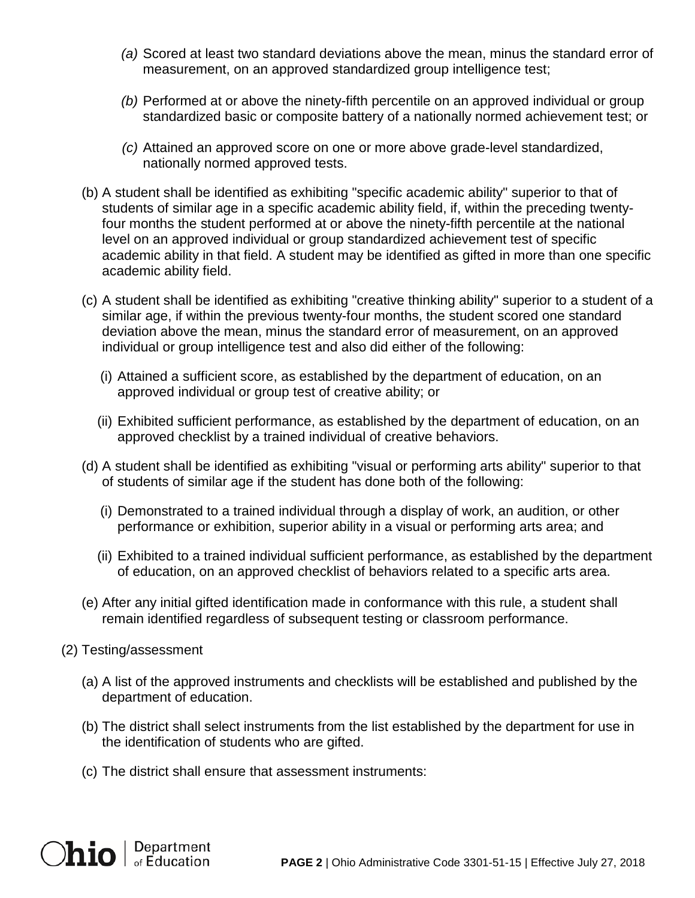*(a)* Scored at least two standard deviations above the mean, minus the standard error of measurement, on an approved standardized group intelligence test;

*(b)* Performed at or above the ninety-fifth percentile on an approved individual or group standardized basic or composite battery of a nationally normed achievement test; or

*(c)* Attained an approved score on one or more above grade-level standardized, nationally normed approved tests.

(b) A student shall be identified as exhibiting "specific academic ability" superior to that of students of similar age in a specific academic ability field, if, within the preceding twenty-four months the student performed at or above the ninety-fifth percentile at the national level on an approved individual or group standardized achievement test of specific academic ability in that field. A student may be identified as gifted in more than one specific academic ability field.

(c) A student shall be identified as exhibiting "creative thinking ability" superior to a student of a similar age, if within the previous twenty-four months, the student scored one standard deviation above the mean, minus the standard error of measurement, on an approved individual or group intelligence test and also did either of the following:

(i) Attained a sufficient score, as established by the department of education, on an approved individual or group test of creative ability; or

(ii) Exhibited sufficient performance, as established by the department of education, on an approved checklist by a trained individual of creative behaviors.

(d) A student shall be identified as exhibiting "visual or performing arts ability" superior to that of students of similar age if the student has done both of the following:

(i) Demonstrated to a trained individual through a display of work, an audition, or other performance or exhibition, superior ability in a visual or performing arts area; and

(ii) Exhibited to a trained individual sufficient performance, as established by the department of education, on an approved checklist of behaviors related to a specific arts area.

(e) After any initial gifted identification made in conformance with this rule, a student shall remain identified regardless of subsequent testing or classroom performance.

(2) Testing/assessment

(a) A list of the approved instruments and checklists will be established and published by the department of education.

(b) The district shall select instruments from the list established by the department for use in the identification of students who are gifted.

(c) The district shall ensure that assessment instruments: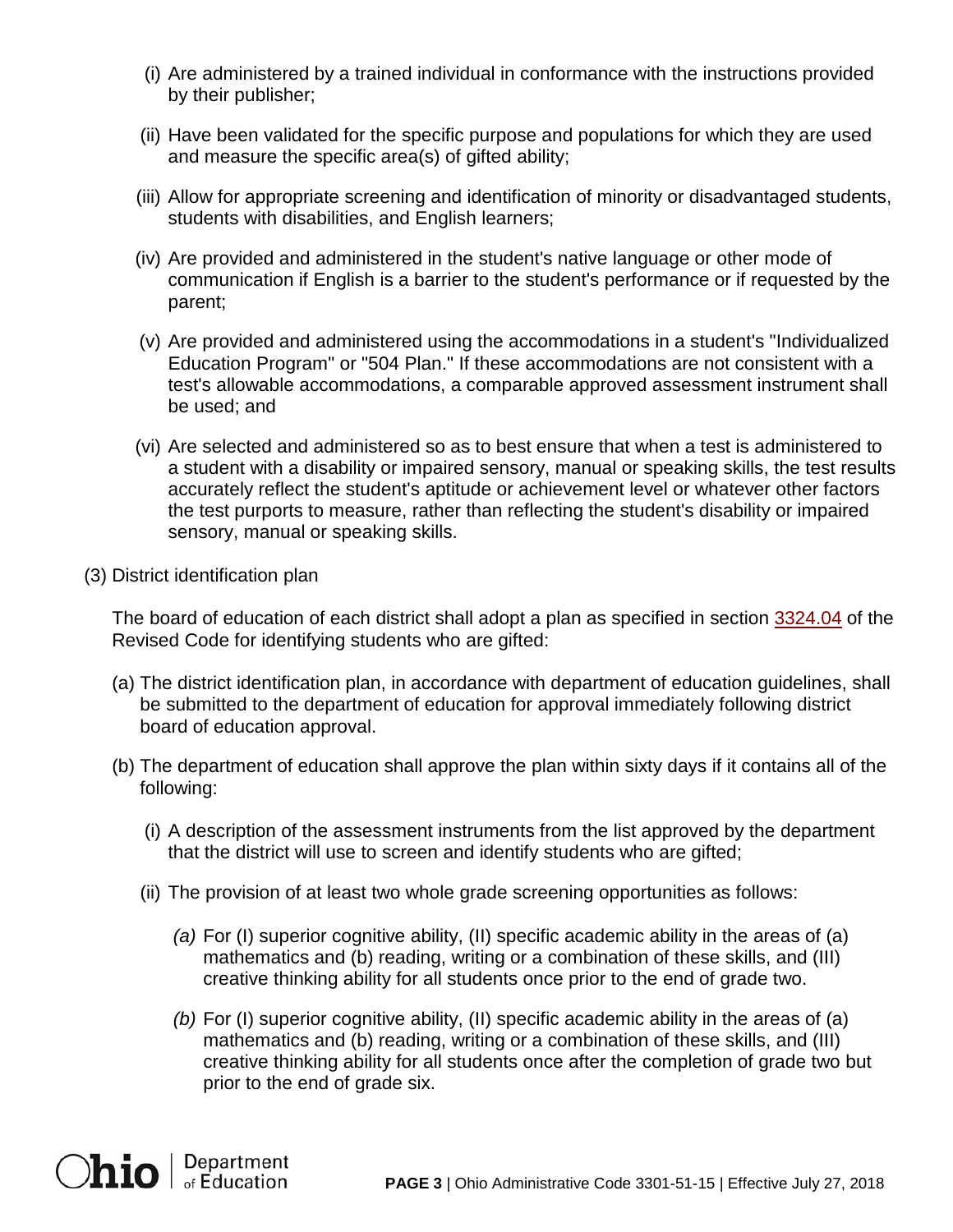(i) Are administered by a trained individual in conformance with the instructions provided by their publisher;

(ii) Have been validated for the specific purpose and populations for which they are used and measure the specific area(s) of gifted ability;

(iii) Allow for appropriate screening and identification of minority or disadvantaged students, students with disabilities, and English learners;

(iv) Are provided and administered in the student's native language or other mode of communication if English is a barrier to the student's performance or if requested by the parent;

(v) Are provided and administered using the accommodations in a student's "Individualized Education Program" or "504 Plan." If these accommodations are not consistent with a test's allowable accommodations, a comparable approved assessment instrument shall be used; and

(vi) Are selected and administered so as to best ensure that when a test is administered to a student with a disability or impaired sensory, manual or speaking skills, the test results accurately reflect the student's aptitude or achievement level or whatever other factors the test purports to measure, rather than reflecting the student's disability or impaired sensory, manual or speaking skills.

(3) District identification plan

The board of education of each district shall adopt a plan as specified in section 3324.04 of the Revised Code for identifying students who are gifted:

(a) The district identification plan, in accordance with department of education guidelines, shall be submitted to the department of education for approval immediately following district board of education approval.

(b) The department of education shall approve the plan within sixty days if it contains all of the following:

(i) A description of the assessment instruments from the list approved by the department that the district will use to screen and identify students who are gifted;

(ii) The provision of at least two whole grade screening opportunities as follows:

*(a)* For (I) superior cognitive ability, (II) specific academic ability in the areas of (a) mathematics and (b) reading, writing or a combination of these skills, and (III) creative thinking ability for all students once prior to the end of grade two.

*(b)* For (I) superior cognitive ability, (II) specific academic ability in the areas of (a) mathematics and (b) reading, writing or a combination of these skills, and (III) creative thinking ability for all students once after the completion of grade two but prior to the end of grade six.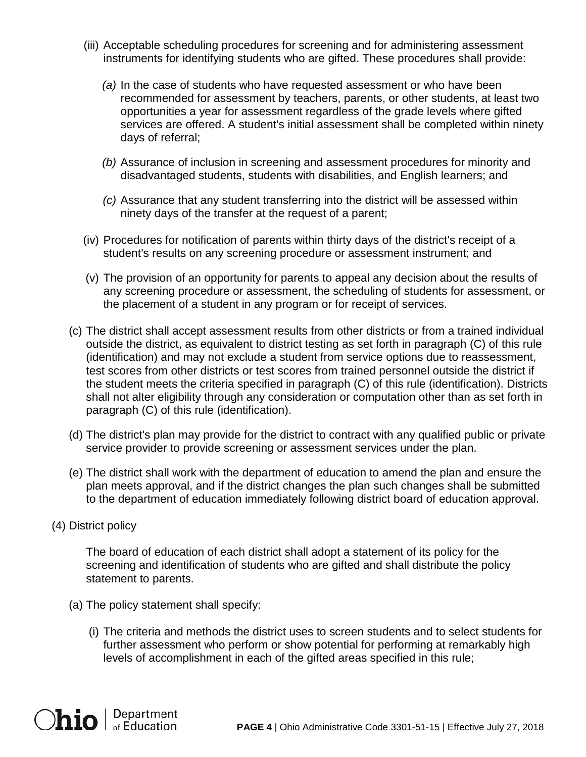(iii) Acceptable scheduling procedures for screening and for administering assessment instruments for identifying students who are gifted. These procedures shall provide:

*(a)* In the case of students who have requested assessment or who have been recommended for assessment by teachers, parents, or other students, at least two opportunities a year for assessment regardless of the grade levels where gifted services are offered. A student's initial assessment shall be completed within ninety days of referral;

*(b)* Assurance of inclusion in screening and assessment procedures for minority and disadvantaged students, students with disabilities, and English learners; and

*(c)* Assurance that any student transferring into the district will be assessed within ninety days of the transfer at the request of a parent;

(iv) Procedures for notification of parents within thirty days of the district's receipt of a student's results on any screening procedure or assessment instrument; and

(v) The provision of an opportunity for parents to appeal any decision about the results of any screening procedure or assessment, the scheduling of students for assessment, or the placement of a student in any program or for receipt of services.

(c) The district shall accept assessment results from other districts or from a trained individual outside the district, as equivalent to district testing as set forth in paragraph (C) of this rule (identification) and may not exclude a student from service options due to reassessment, test scores from other districts or test scores from trained personnel outside the district if the student meets the criteria specified in paragraph (C) of this rule (identification). Districts shall not alter eligibility through any consideration or computation other than as set forth in paragraph (C) of this rule (identification).

(d) The district's plan may provide for the district to contract with any qualified public or private service provider to provide screening or assessment services under the plan.

(e) The district shall work with the department of education to amend the plan and ensure the plan meets approval, and if the district changes the plan such changes shall be submitted to the department of education immediately following district board of education approval.

(4) District policy

The board of education of each district shall adopt a statement of its policy for the screening and identification of students who are gifted and shall distribute the policy statement to parents.

(a) The policy statement shall specify:

(i) The criteria and methods the district uses to screen students and to select students for further assessment who perform or show potential for performing at remarkably high levels of accomplishment in each of the gifted areas specified in this rule;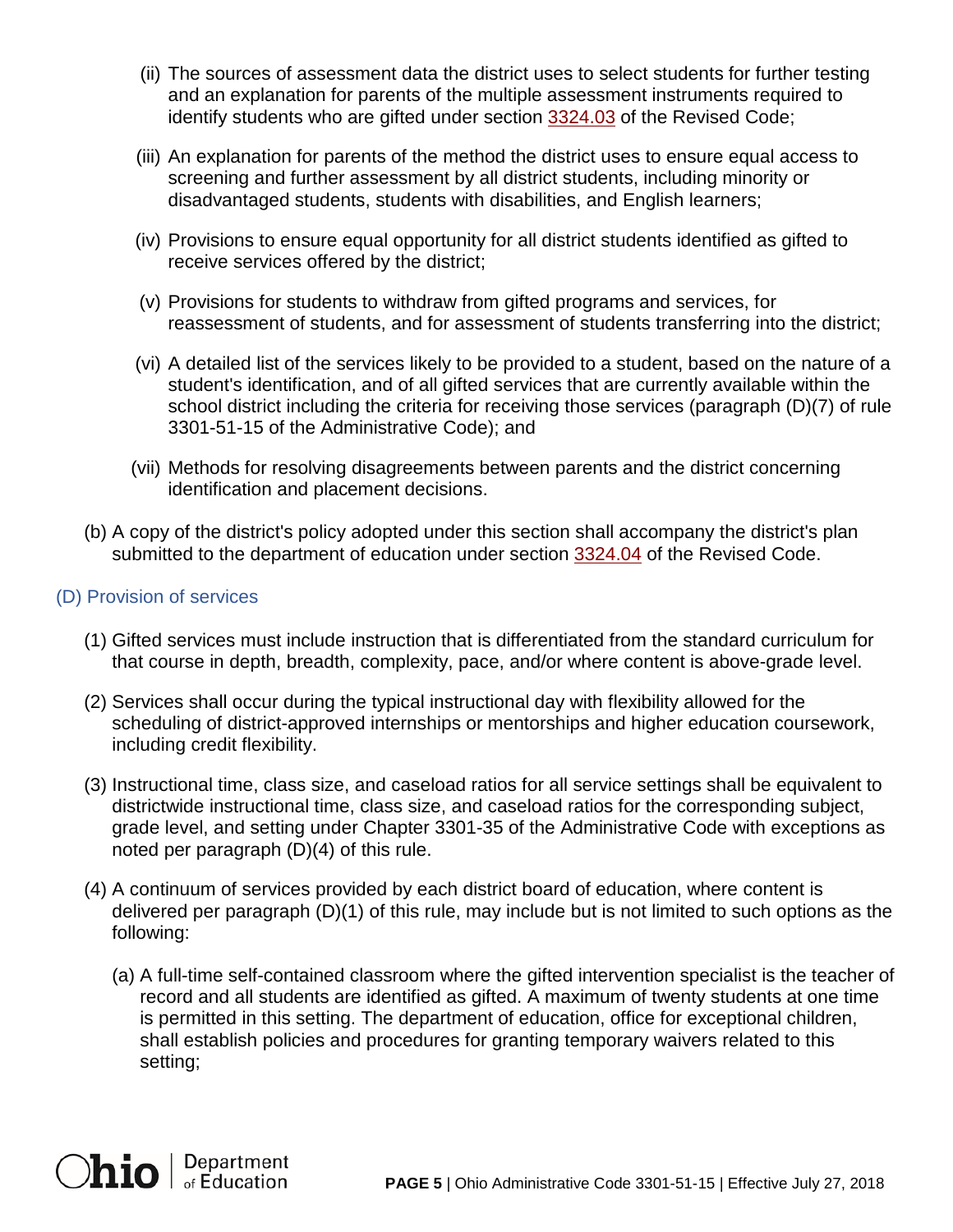(ii) The sources of assessment data the district uses to select students for further testing and an explanation for parents of the multiple assessment instruments required to identify students who are gifted under section 3324.03 of the Revised Code;

(iii) An explanation for parents of the method the district uses to ensure equal access to screening and further assessment by all district students, including minority or disadvantaged students, students with disabilities, and English learners;

(iv) Provisions to ensure equal opportunity for all district students identified as gifted to receive services offered by the district;

(v) Provisions for students to withdraw from gifted programs and services, for reassessment of students, and for assessment of students transferring into the district;

(vi) A detailed list of the services likely to be provided to a student, based on the nature of a student's identification, and of all gifted services that are currently available within the school district including the criteria for receiving those services (paragraph (D)(7) of rule 3301-51-15 of the Administrative Code); and

(vii) Methods for resolving disagreements between parents and the district concerning identification and placement decisions.

(b) A copy of the district's policy adopted under this section shall accompany the district's plan submitted to the department of education under section 3324.04 of the Revised Code.

## (D) Provision of services

(1) Gifted services must include instruction that is differentiated from the standard curriculum for that course in depth, breadth, complexity, pace, and/or where content is above-grade level.

(2) Services shall occur during the typical instructional day with flexibility allowed for the scheduling of district-approved internships or mentorships and higher education coursework, including credit flexibility.

(3) Instructional time, class size, and caseload ratios for all service settings shall be equivalent to districtwide instructional time, class size, and caseload ratios for the corresponding subject, grade level, and setting under Chapter 3301-35 of the Administrative Code with exceptions as noted per paragraph (D)(4) of this rule.

(4) A continuum of services provided by each district board of education, where content is delivered per paragraph (D)(1) of this rule, may include but is not limited to such options as the following:

(a) A full-time self-contained classroom where the gifted intervention specialist is the teacher of record and all students are identified as gifted. A maximum of twenty students at one time is permitted in this setting. The department of education, office for exceptional children, shall establish policies and procedures for granting temporary waivers related to this setting;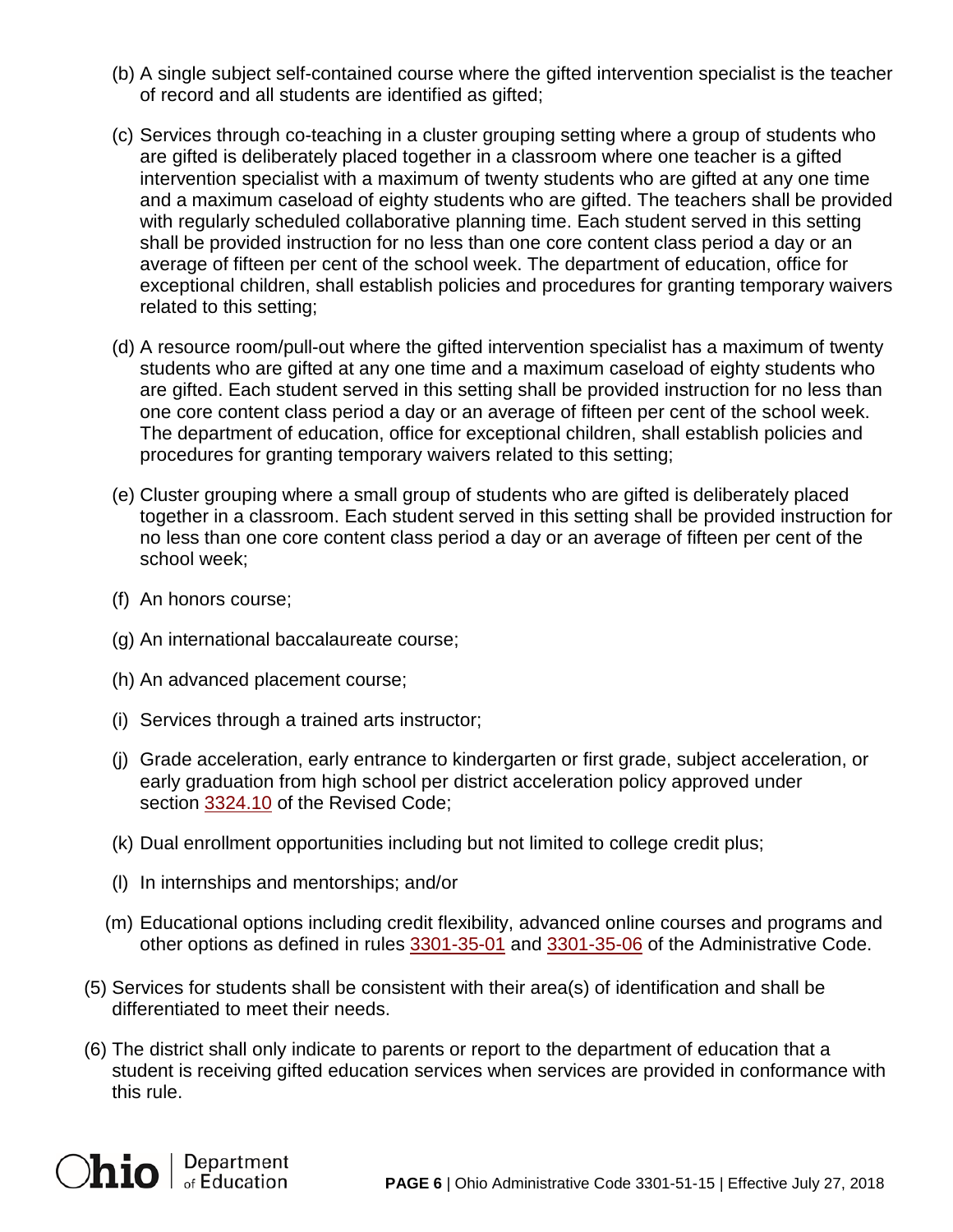(b) A single subject self-contained course where the gifted intervention specialist is the teacher of record and all students are identified as gifted;

(c) Services through co-teaching in a cluster grouping setting where a group of students who are gifted is deliberately placed together in a classroom where one teacher is a gifted intervention specialist with a maximum of twenty students who are gifted at any one time and a maximum caseload of eighty students who are gifted. The teachers shall be provided with regularly scheduled collaborative planning time. Each student served in this setting shall be provided instruction for no less than one core content class period a day or an average of fifteen per cent of the school week. The department of education, office for exceptional children, shall establish policies and procedures for granting temporary waivers related to this setting;

(d) A resource room/pull-out where the gifted intervention specialist has a maximum of twenty students who are gifted at any one time and a maximum caseload of eighty students who are gifted. Each student served in this setting shall be provided instruction for no less than one core content class period a day or an average of fifteen per cent of the school week. The department of education, office for exceptional children, shall establish policies and procedures for granting temporary waivers related to this setting;

(e) Cluster grouping where a small group of students who are gifted is deliberately placed together in a classroom. Each student served in this setting shall be provided instruction for no less than one core content class period a day or an average of fifteen per cent of the school week;

(f) An honors course;

(g) An international baccalaureate course;

(h) An advanced placement course;

(i) Services through a trained arts instructor;

(j) Grade acceleration, early entrance to kindergarten or first grade, subject acceleration, or early graduation from high school per district acceleration policy approved under section 3324.10 of the Revised Code;

(k) Dual enrollment opportunities including but not limited to college credit plus;

(l) In internships and mentorships; and/or

(m) Educational options including credit flexibility, advanced online courses and programs and other options as defined in rules 3301-35-01 and 3301-35-06 of the Administrative Code.

(5) Services for students shall be consistent with their area(s) of identification and shall be differentiated to meet their needs.

(6) The district shall only indicate to parents or report to the department of education that a student is receiving gifted education services when services are provided in conformance with this rule.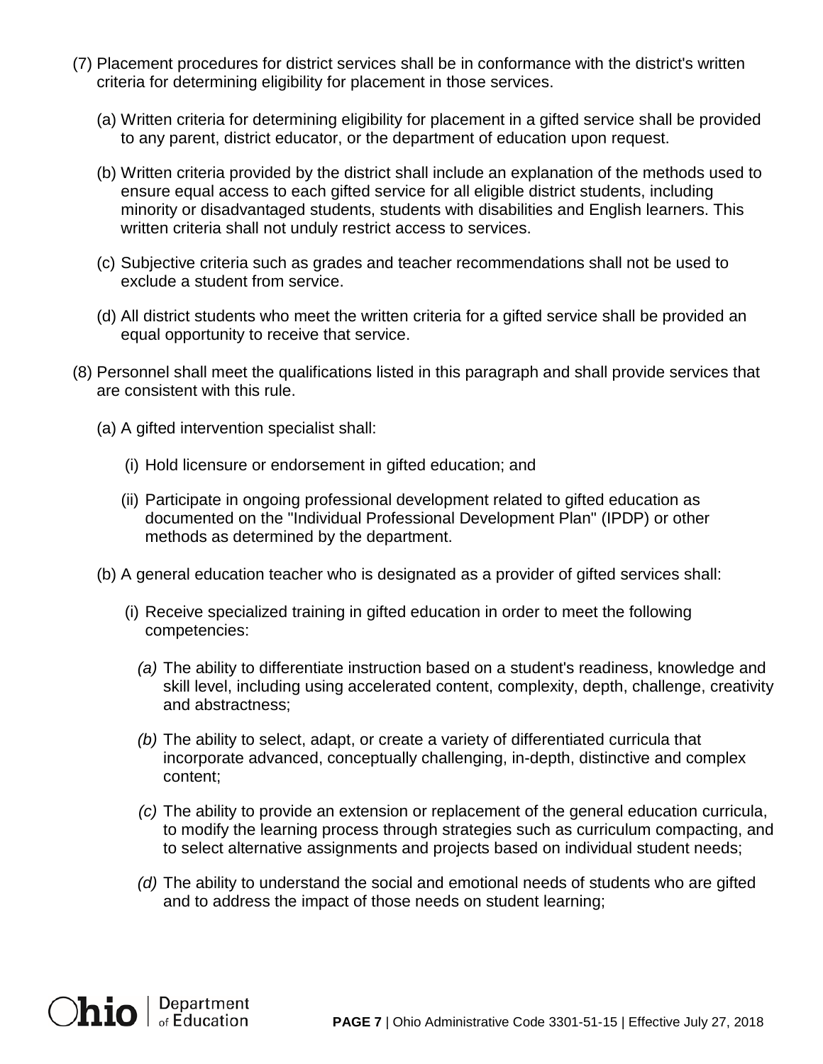(7) Placement procedures for district services shall be in conformance with the district's written criteria for determining eligibility for placement in those services.

   (a) Written criteria for determining eligibility for placement in a gifted service shall be provided to any parent, district educator, or the department of education upon request.

   (b) Written criteria provided by the district shall include an explanation of the methods used to ensure equal access to each gifted service for all eligible district students, including minority or disadvantaged students, students with disabilities and English learners. This written criteria shall not unduly restrict access to services.

   (c) Subjective criteria such as grades and teacher recommendations shall not be used to exclude a student from service.

   (d) All district students who meet the written criteria for a gifted service shall be provided an equal opportunity to receive that service.

(8) Personnel shall meet the qualifications listed in this paragraph and shall provide services that are consistent with this rule.

   (a) A gifted intervention specialist shall:

      (i) Hold licensure or endorsement in gifted education; and

      (ii) Participate in ongoing professional development related to gifted education as documented on the "Individual Professional Development Plan" (IPDP) or other methods as determined by the department.

   (b) A general education teacher who is designated as a provider of gifted services shall:

      (i) Receive specialized training in gifted education in order to meet the following competencies:

         *(a)* The ability to differentiate instruction based on a student's readiness, knowledge and skill level, including using accelerated content, complexity, depth, challenge, creativity and abstractness;

         *(b)* The ability to select, adapt, or create a variety of differentiated curricula that incorporate advanced, conceptually challenging, in-depth, distinctive and complex content;

         *(c)* The ability to provide an extension or replacement of the general education curricula, to modify the learning process through strategies such as curriculum compacting, and to select alternative assignments and projects based on individual student needs;

         *(d)* The ability to understand the social and emotional needs of students who are gifted and to address the impact of those needs on student learning;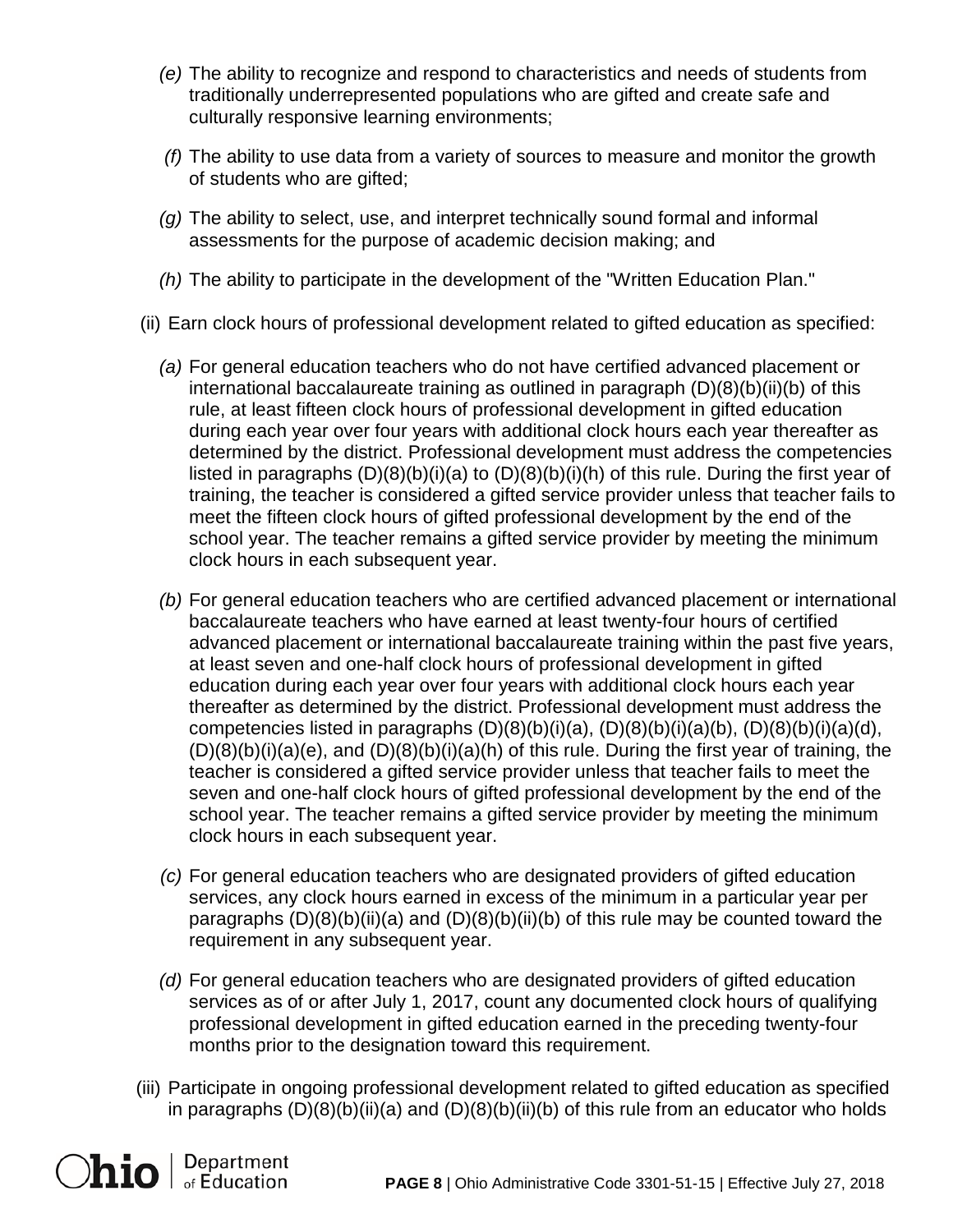*(e)* The ability to recognize and respond to characteristics and needs of students from traditionally underrepresented populations who are gifted and create safe and culturally responsive learning environments;

*(f)* The ability to use data from a variety of sources to measure and monitor the growth of students who are gifted;

*(g)* The ability to select, use, and interpret technically sound formal and informal assessments for the purpose of academic decision making; and

*(h)* The ability to participate in the development of the "Written Education Plan."

(ii) Earn clock hours of professional development related to gifted education as specified:

*(a)* For general education teachers who do not have certified advanced placement or international baccalaureate training as outlined in paragraph (D)(8)(b)(ii)(b) of this rule, at least fifteen clock hours of professional development in gifted education during each year over four years with additional clock hours each year thereafter as determined by the district. Professional development must address the competencies listed in paragraphs (D)(8)(b)(i)(a) to (D)(8)(b)(i)(h) of this rule. During the first year of training, the teacher is considered a gifted service provider unless that teacher fails to meet the fifteen clock hours of gifted professional development by the end of the school year. The teacher remains a gifted service provider by meeting the minimum clock hours in each subsequent year.

*(b)* For general education teachers who are certified advanced placement or international baccalaureate teachers who have earned at least twenty-four hours of certified advanced placement or international baccalaureate training within the past five years, at least seven and one-half clock hours of professional development in gifted education during each year over four years with additional clock hours each year thereafter as determined by the district. Professional development must address the competencies listed in paragraphs (D)(8)(b)(i)(a), (D)(8)(b)(i)(a)(b), (D)(8)(b)(i)(a)(d), (D)(8)(b)(i)(a)(e), and (D)(8)(b)(i)(a)(h) of this rule. During the first year of training, the teacher is considered a gifted service provider unless that teacher fails to meet the seven and one-half clock hours of gifted professional development by the end of the school year. The teacher remains a gifted service provider by meeting the minimum clock hours in each subsequent year.

*(c)* For general education teachers who are designated providers of gifted education services, any clock hours earned in excess of the minimum in a particular year per paragraphs (D)(8)(b)(ii)(a) and (D)(8)(b)(ii)(b) of this rule may be counted toward the requirement in any subsequent year.

*(d)* For general education teachers who are designated providers of gifted education services as of or after July 1, 2017, count any documented clock hours of qualifying professional development in gifted education earned in the preceding twenty-four months prior to the designation toward this requirement.

(iii) Participate in ongoing professional development related to gifted education as specified in paragraphs (D)(8)(b)(ii)(a) and (D)(8)(b)(ii)(b) of this rule from an educator who holds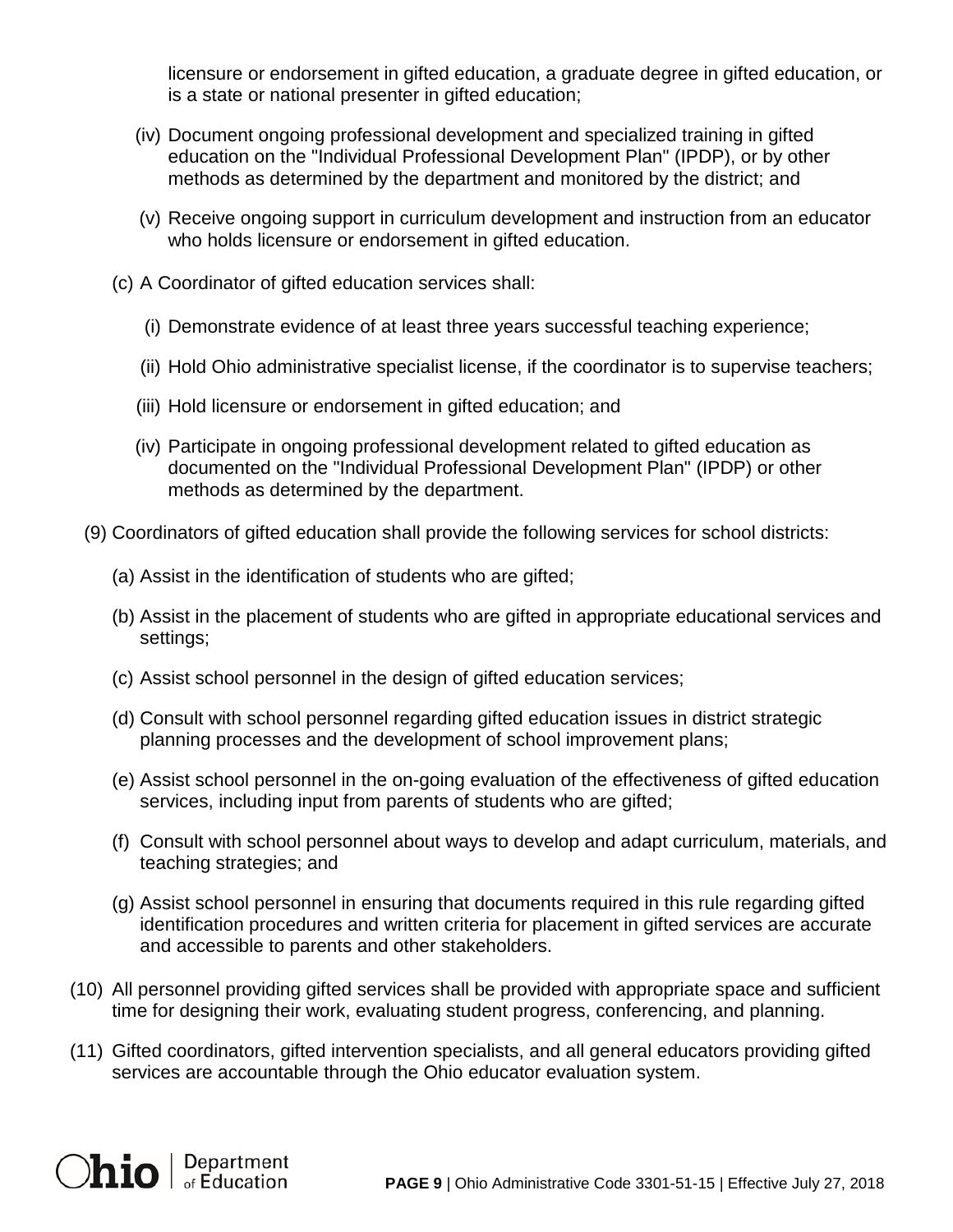licensure or endorsement in gifted education, a graduate degree in gifted education, or is a state or national presenter in gifted education;

(iv) Document ongoing professional development and specialized training in gifted education on the "Individual Professional Development Plan" (IPDP), or by other methods as determined by the department and monitored by the district; and

(v) Receive ongoing support in curriculum development and instruction from an educator who holds licensure or endorsement in gifted education.

(c) A Coordinator of gifted education services shall:

(i) Demonstrate evidence of at least three years successful teaching experience;

(ii) Hold Ohio administrative specialist license, if the coordinator is to supervise teachers;

(iii) Hold licensure or endorsement in gifted education; and

(iv) Participate in ongoing professional development related to gifted education as documented on the "Individual Professional Development Plan" (IPDP) or other methods as determined by the department.

(9) Coordinators of gifted education shall provide the following services for school districts:

(a) Assist in the identification of students who are gifted;

(b) Assist in the placement of students who are gifted in appropriate educational services and settings;

(c) Assist school personnel in the design of gifted education services;

(d) Consult with school personnel regarding gifted education issues in district strategic planning processes and the development of school improvement plans;

(e) Assist school personnel in the on-going evaluation of the effectiveness of gifted education services, including input from parents of students who are gifted;

(f) Consult with school personnel about ways to develop and adapt curriculum, materials, and teaching strategies; and

(g) Assist school personnel in ensuring that documents required in this rule regarding gifted identification procedures and written criteria for placement in gifted services are accurate and accessible to parents and other stakeholders.

(10) All personnel providing gifted services shall be provided with appropriate space and sufficient time for designing their work, evaluating student progress, conferencing, and planning.

(11) Gifted coordinators, gifted intervention specialists, and all general educators providing gifted services are accountable through the Ohio educator evaluation system.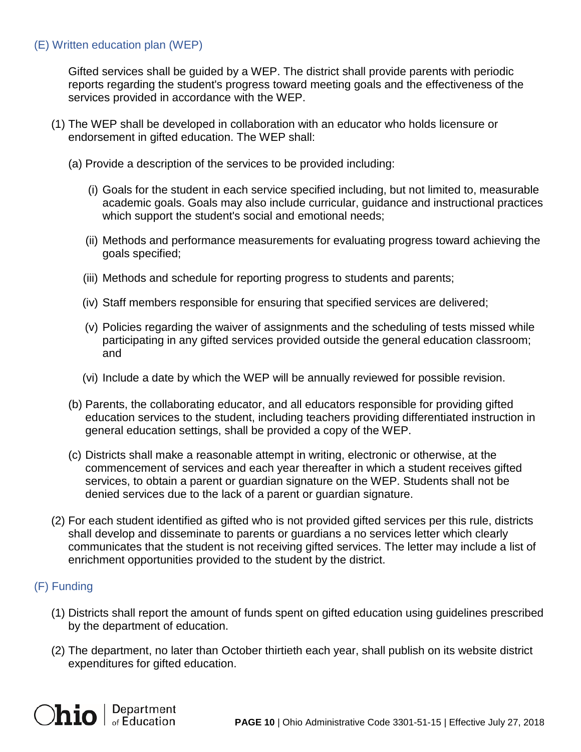### (E) Written education plan (WEP)

Gifted services shall be guided by a WEP. The district shall provide parents with periodic reports regarding the student's progress toward meeting goals and the effectiveness of the services provided in accordance with the WEP.

(1) The WEP shall be developed in collaboration with an educator who holds licensure or endorsement in gifted education. The WEP shall:

(a) Provide a description of the services to be provided including:

(i) Goals for the student in each service specified including, but not limited to, measurable academic goals. Goals may also include curricular, guidance and instructional practices which support the student's social and emotional needs;

(ii) Methods and performance measurements for evaluating progress toward achieving the goals specified;

(iii) Methods and schedule for reporting progress to students and parents;

(iv) Staff members responsible for ensuring that specified services are delivered;

(v) Policies regarding the waiver of assignments and the scheduling of tests missed while participating in any gifted services provided outside the general education classroom; and

(vi) Include a date by which the WEP will be annually reviewed for possible revision.

(b) Parents, the collaborating educator, and all educators responsible for providing gifted education services to the student, including teachers providing differentiated instruction in general education settings, shall be provided a copy of the WEP.

(c) Districts shall make a reasonable attempt in writing, electronic or otherwise, at the commencement of services and each year thereafter in which a student receives gifted services, to obtain a parent or guardian signature on the WEP. Students shall not be denied services due to the lack of a parent or guardian signature.

(2) For each student identified as gifted who is not provided gifted services per this rule, districts shall develop and disseminate to parents or guardians a no services letter which clearly communicates that the student is not receiving gifted services. The letter may include a list of enrichment opportunities provided to the student by the district.

### (F) Funding

(1) Districts shall report the amount of funds spent on gifted education using guidelines prescribed by the department of education.

(2) The department, no later than October thirtieth each year, shall publish on its website district expenditures for gifted education.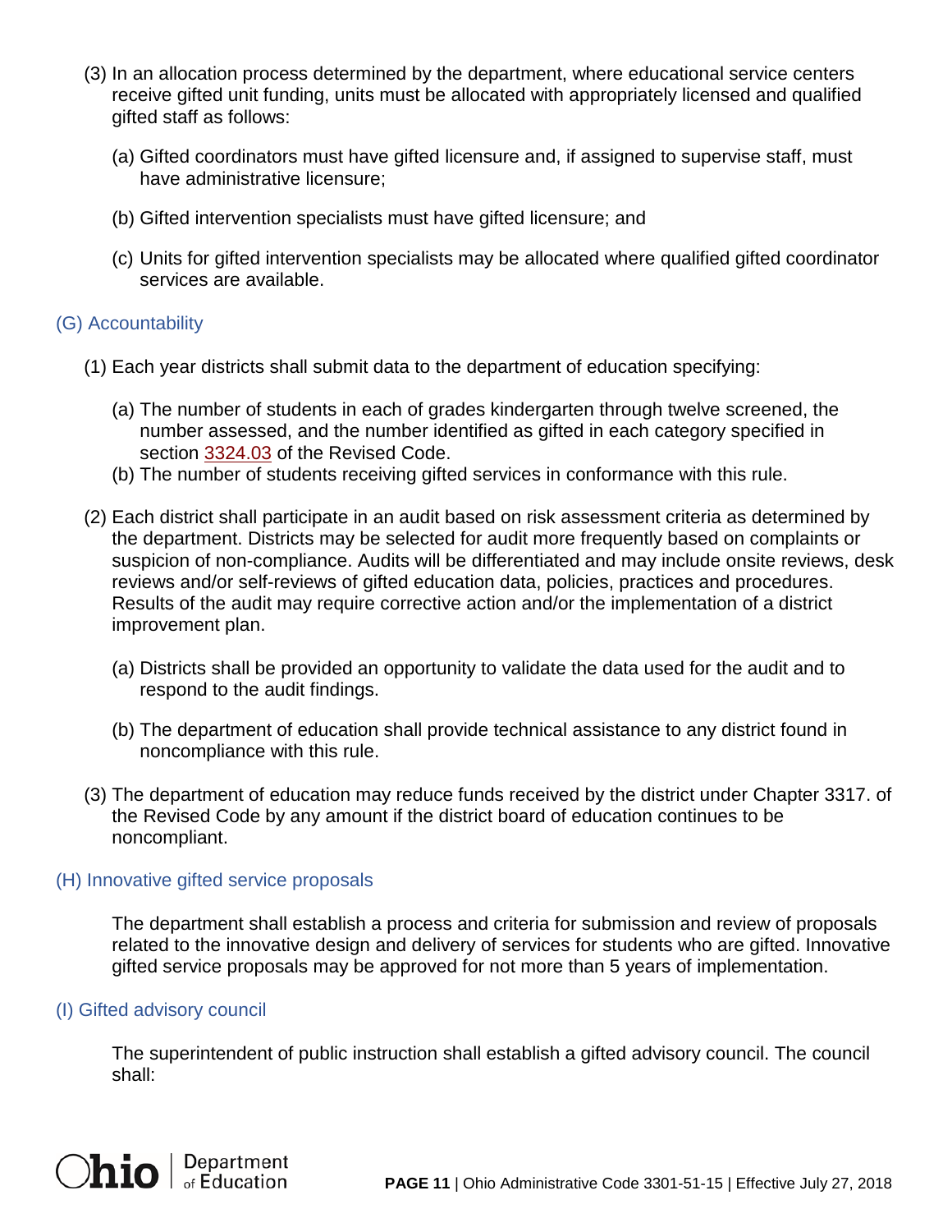(3) In an allocation process determined by the department, where educational service centers receive gifted unit funding, units must be allocated with appropriately licensed and qualified gifted staff as follows:

(a) Gifted coordinators must have gifted licensure and, if assigned to supervise staff, must have administrative licensure;

(b) Gifted intervention specialists must have gifted licensure; and

(c) Units for gifted intervention specialists may be allocated where qualified gifted coordinator services are available.

## (G) Accountability

(1) Each year districts shall submit data to the department of education specifying:

(a) The number of students in each of grades kindergarten through twelve screened, the number assessed, and the number identified as gifted in each category specified in section 3324.03 of the Revised Code.

(b) The number of students receiving gifted services in conformance with this rule.

(2) Each district shall participate in an audit based on risk assessment criteria as determined by the department. Districts may be selected for audit more frequently based on complaints or suspicion of non-compliance. Audits will be differentiated and may include onsite reviews, desk reviews and/or self-reviews of gifted education data, policies, practices and procedures. Results of the audit may require corrective action and/or the implementation of a district improvement plan.

(a) Districts shall be provided an opportunity to validate the data used for the audit and to respond to the audit findings.

(b) The department of education shall provide technical assistance to any district found in noncompliance with this rule.

(3) The department of education may reduce funds received by the district under Chapter 3317. of the Revised Code by any amount if the district board of education continues to be noncompliant.

## (H) Innovative gifted service proposals

The department shall establish a process and criteria for submission and review of proposals related to the innovative design and delivery of services for students who are gifted. Innovative gifted service proposals may be approved for not more than 5 years of implementation.

## (I) Gifted advisory council

The superintendent of public instruction shall establish a gifted advisory council. The council shall: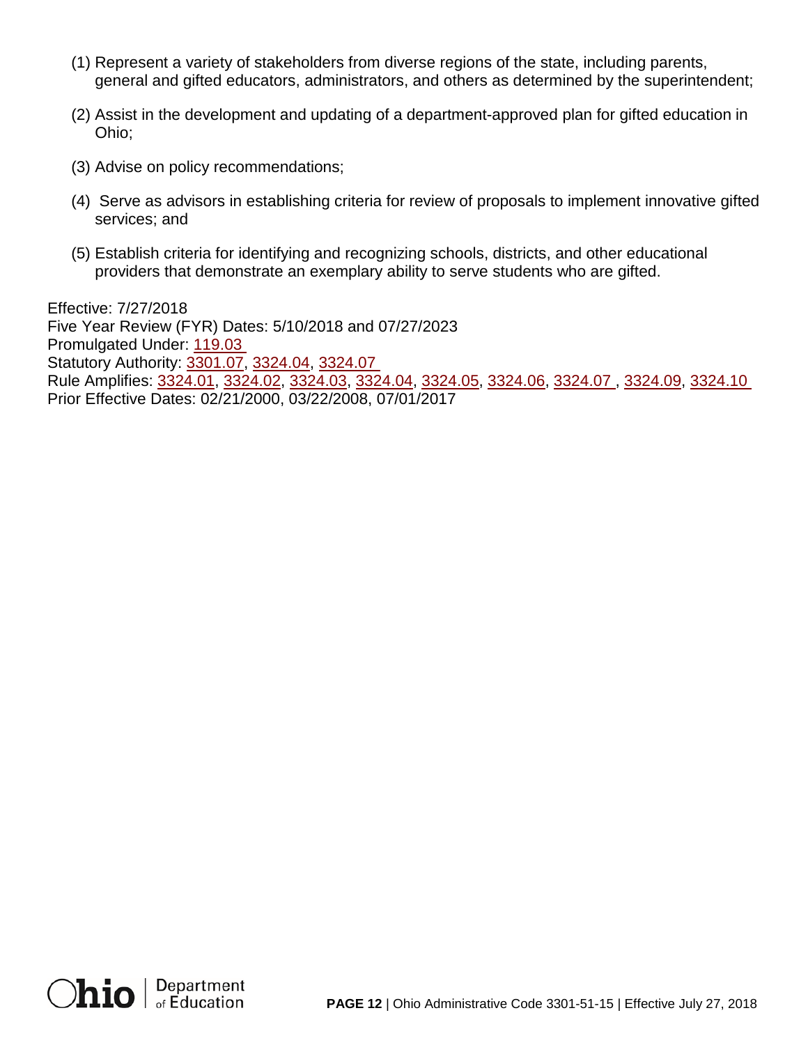(1) Represent a variety of stakeholders from diverse regions of the state, including parents, general and gifted educators, administrators, and others as determined by the superintendent;

(2) Assist in the development and updating of a department-approved plan for gifted education in Ohio;

(3) Advise on policy recommendations;

(4) Serve as advisors in establishing criteria for review of proposals to implement innovative gifted services; and

(5) Establish criteria for identifying and recognizing schools, districts, and other educational providers that demonstrate an exemplary ability to serve students who are gifted.

Effective: 7/27/2018
Five Year Review (FYR) Dates: 5/10/2018 and 07/27/2023
Promulgated Under: 119.03
Statutory Authority: 3301.07, 3324.04, 3324.07
Rule Amplifies: 3324.01, 3324.02, 3324.03, 3324.04, 3324.05, 3324.06, 3324.07, 3324.09, 3324.10
Prior Effective Dates: 02/21/2000, 03/22/2008, 07/01/2017